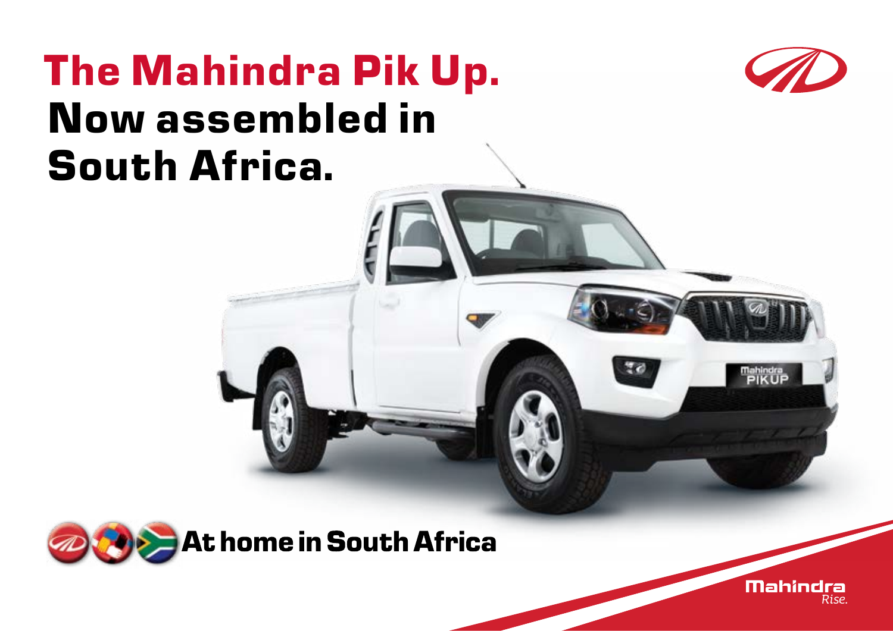# The Mahindra Pik Up.
## Now assembled in South Africa.

**At home in South Africa**

Mahindra
*Rise.*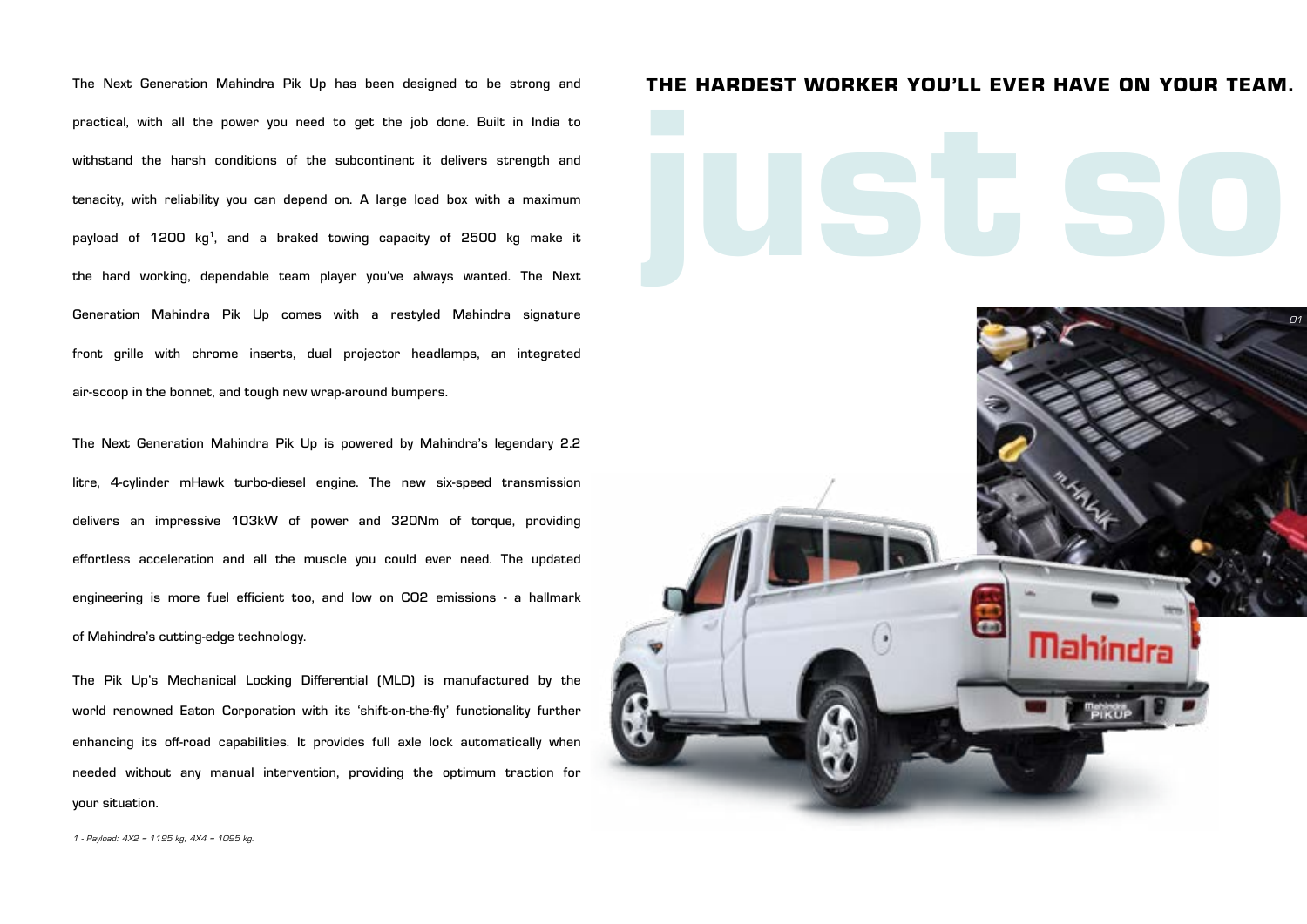## THE HARDEST WORKER YOU'LL EVER HAVE ON YOUR TEAM.

just so

The Next Generation Mahindra Pik Up has been designed to be strong and practical, with all the power you need to get the job done. Built in India to withstand the harsh conditions of the subcontinent it delivers strength and tenacity, with reliability you can depend on. A large load box with a maximum payload of 1200 kg[1], and a braked towing capacity of 2500 kg make it the hard working, dependable team player you've always wanted. The Next Generation Mahindra Pik Up comes with a restyled Mahindra signature front grille with chrome inserts, dual projector headlamps, an integrated air-scoop in the bonnet, and tough new wrap-around bumpers.

The Next Generation Mahindra Pik Up is powered by Mahindra's legendary 2.2 litre, 4-cylinder mHawk turbo-diesel engine. The new six-speed transmission delivers an impressive 103kW of power and 320Nm of torque, providing effortless acceleration and all the muscle you could ever need. The updated engineering is more fuel efficient too, and low on $CO_2$ emissions - a hallmark of Mahindra's cutting-edge technology.

The Pik Up's Mechanical Locking Differential (MLD) is manufactured by the world renowned Eaton Corporation with its 'shift-on-the-fly' functionality further enhancing its off-road capabilities. It provides full axle lock automatically when needed without any manual intervention, providing the optimum traction for your situation.

*1 - Payload: 4X2 = 1195 kg, 4X4 = 1095 kg.*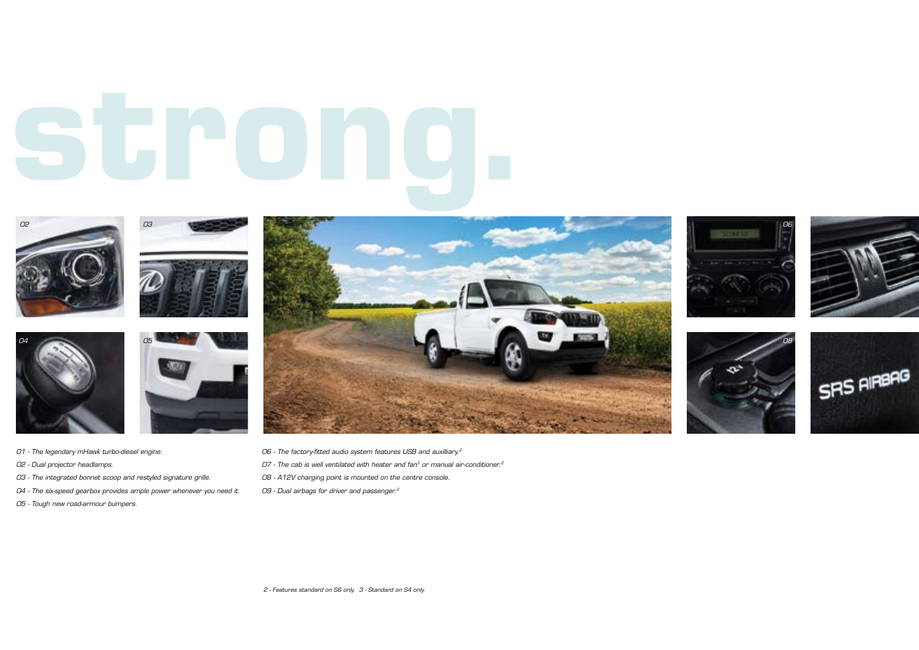# strong.

01 - The legendary mHawk turbo-diesel engine.

02 - Dual projector headlamps.

03 - The integrated bonnet scoop and restyled signature grille.

04 - The six-speed gearbox provides ample power whenever you need it.

05 - Tough new road-armour bumpers.

06 - The factory-fitted audio system features USB and auxilliary.[2]

07 - The cab is well ventilated with heater and fan[3] or manual air-conditioner.[2]

08 - A12V charging point is mounted on the centre console.

09 - Dual airbags for driver and passenger.[2]

2 - Features standard on S6 only. 3 - Standard on S4 only.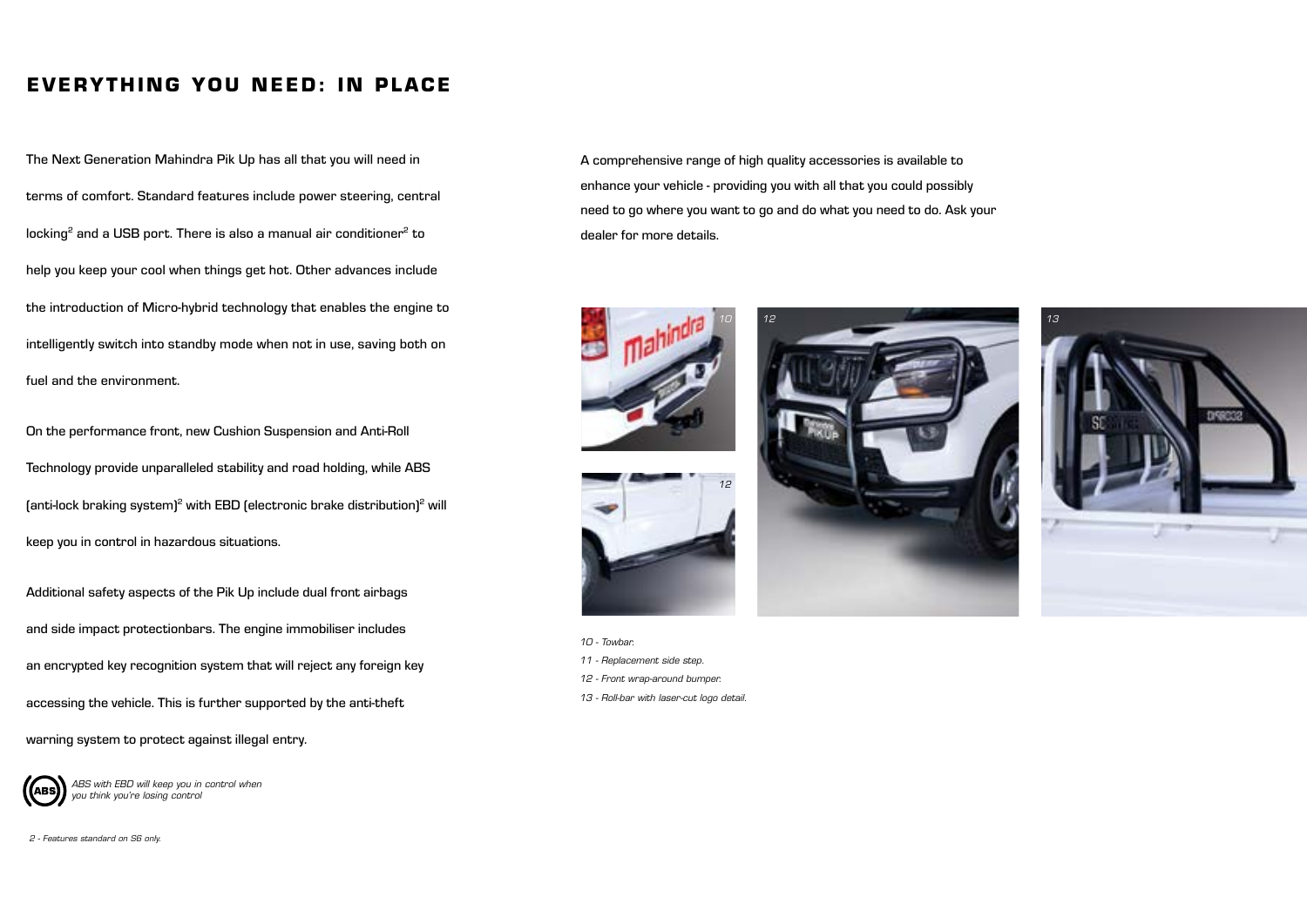# EVERYTHING YOU NEED: IN PLACE

The Next Generation Mahindra Pik Up has all that you will need in terms of comfort. Standard features include power steering, central locking[2] and a USB port. There is also a manual air conditioner[2] to help you keep your cool when things get hot. Other advances include the introduction of Micro-hybrid technology that enables the engine to intelligently switch into standby mode when not in use, saving both on fuel and the environment.

On the performance front, new Cushion Suspension and Anti-Roll Technology provide unparalleled stability and road holding, while ABS (anti-lock braking system)[2] with EBD (electronic brake distribution)[2] will keep you in control in hazardous situations.

Additional safety aspects of the Pik Up include dual front airbags and side impact protectionbars. The engine immobiliser includes an encrypted key recognition system that will reject any foreign key accessing the vehicle. This is further supported by the anti-theft warning system to protect against illegal entry.

*ABS with EBD will keep you in control when you think you're losing control*

*2 - Features standard on S6 only.*

A comprehensive range of high quality accessories is available to enhance your vehicle - providing you with all that you could possibly need to go where you want to go and do what you need to do. Ask your dealer for more details.

*10 - Towbar.*

*11 - Replacement side step.*

*12 - Front wrap-around bumper.*

*13 - Roll-bar with laser-cut logo detail.*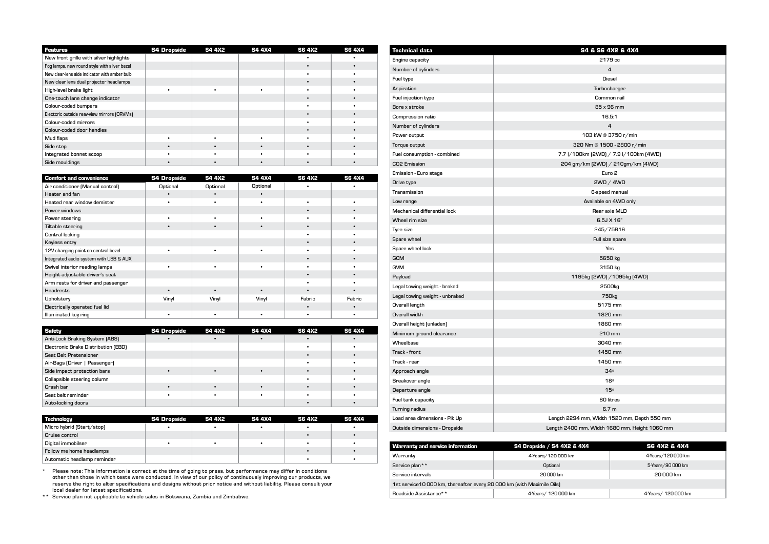| Features | S4 Dropside | S4 4X2 | S4 4X4 | S6 4X2 | S6 4X4 |
|---|---|---|---|---|---|
| New front grille with silver highlights | | | | • | • |
| Fog lamps, new round style with silver bezel | | | | • | • |
| New clear-lens side indicator with amber bulb | | | | • | • |
| New clear lens dual projector headlamps | | | | • | • |
| High-level brake light | • | • | • | • | • |
| One-touch lane change indicator | | | | • | • |
| Colour-coded bumpers | | | | • | • |
| Electcric outside rear-view mirrors (ORVMs) | | | | • | • |
| Colour-coded mirrors | | | | • | • |
| Colour-coded door handles | | | | • | • |
| Mud flaps | • | • | • | • | • |
| Side step | • | • | • | • | • |
| Integrated bonnet scoop | • | • | • | • | • |
| Side mouldings | • | • | • | • | • |

| Comfort and convenience | S4 Dropside | S4 4X2 | S4 4X4 | S6 4X2 | S6 4X4 |
|---|---|---|---|---|---|
| Air conditioner (Manual control) | Optional | Optional | Optional | • | • |
| Heater and fan | • | • | • | | |
| Heated rear window demister | • | • | • | • | • |
| Power windows | | | | • | • |
| Power steering | • | • | • | • | • |
| Tiltable steering | • | • | • | • | • |
| Central locking | | | | • | • |
| Keyless entry | | | | • | • |
| 12V charging point on central bezel | • | • | • | • | • |
| Integrated audio system with USB & AUX | | | | • | • |
| Swivel interior reading lamps | • | • | • | • | • |
| Height adjustable driver's seat | | | | • | • |
| Arm rests for driver and passenger | | | | • | • |
| Headrests | • | • | • | • | • |
| Upholstery | Vinyl | Vinyl | Vinyl | Fabric | Fabric |
| Electrically operated fuel lid | | | | • | • |
| Illuminated key ring | • | • | • | • | • |

| Safety | S4 Dropside | S4 4X2 | S4 4X4 | S6 4X2 | S6 4X4 |
|---|---|---|---|---|---|
| Anti-Lock Braking System (ABS) | • | • | • | • | • |
| Electronic Brake Distribution (EBD) | | | | • | • |
| Seat Belt Pretensioner | | | | • | • |
| Air-Bags (Driver \| Passenger) | | | | • | • |
| Side impact protection bars | • | • | • | • | • |
| Collapsible steering column | | | | • | • |
| Crash bar | • | • | • | • | • |
| Seat belt reminder | • | • | • | • | • |
| Auto-locking doors | | | | • | • |

| Technology | S4 Dropside | S4 4X2 | S4 4X4 | S6 4X2 | S6 4X4 |
|---|---|---|---|---|---|
| Micro hybrid (Start/stop) | • | • | • | • | • |
| Cruise control | | | | • | • |
| Digital immobiliser | • | • | • | • | • |
| Follow me home headlamps | | | | • | • |
| Automatic headlamp reminder | | | | • | • |

\* Please note: This information is correct at the time of going to press, but performance may differ in conditions other than those in which tests were conducted. In view of our policy of continuously improving our products, we reserve the right to alter specifications and designs without prior notice and without liability. Please consult your local dealer for latest specifications.

\*\* Service plan not applicable to vehicle sales in Botswana, Zambia and Zimbabwe.

| Technical data | S4 & S6 4X2 & 4X4 |
|---|---|
| Engine capacity | 2179 cc |
| Number of cylinders | 4 |
| Fuel type | Diesel |
| Aspiration | Turbocharger |
| Fuel injection type | Common rail |
| Bore x stroke | 85 x 96 mm |
| Compression ratio | 16.5:1 |
| Number of cylinders | 4 |
| Power output | 103 kW @ 3750 r/min |
| Torque output | 320 Nm @ 1500 - 2800 r/min |
| Fuel consumption - combined | 7.7 l/100km (2WD) / 7.9 l/100km (4WD) |
| CO2 Emission | 204 gm/km (2WD) / 210gm/km (4WD) |
| Emission - Euro stage | Euro 2 |
| Drive type | 2WD / 4WD |
| Transmission | 6-speed manual |
| Low range | Available on 4WD only |
| Mechanical differential lock | Rear axle MLD |
| Wheel rim size | 6.5J X 16" |
| Tyre size | 245/75R16 |
| Spare wheel | Full size spare |
| Spare wheel lock | Yes |
| GCM | 5650 kg |
| GVM | 3150 kg |
| Payload | 1195kg (2WD) /1095kg (4WD) |
| Legal towing weight - braked | 2500kg |
| Legal towing weight - unbraked | 750kg |
| Overall length | 5175 mm |
| Overall width | 1820 mm |
| Overall height (unladen) | 1860 mm |
| Minimum ground clearance | 210 mm |
| Wheelbase | 3040 mm |
| Track - front | 1450 mm |
| Track - rear | 1450 mm |
| Approach angle | 34° |
| Breakover angle | 18° |
| Departure angle | 15° |
| Fuel tank capacity | 80 litres |
| Turning radius | 6.7 m |
| Load area dimensions - Pik Up | Length 2294 mm, Width 1520 mm, Depth 550 mm |
| Outside dimensions - Dropside | Length 2400 mm, Width 1680 mm, Height 1060 mm |

| Warranty and service information | S4 Dropside / S4 4X2 & 4X4 | S6 4X2 & 4X4 |
|---|---|---|
| Warranty | 4-Years/120 000 km | 4-Years/120 000 km |
| Service plan\*\* | Optional | 5-Years/90 000 km |
| Service intervals | 20 000 km | 20 000 km |
| 1st service10 000 km, thereafter every 20 000 km (with Maximile Oils) | | |
| Roadside Assistance\*\* | 4-Years/ 120 000 km | 4-Years/ 120 000 km |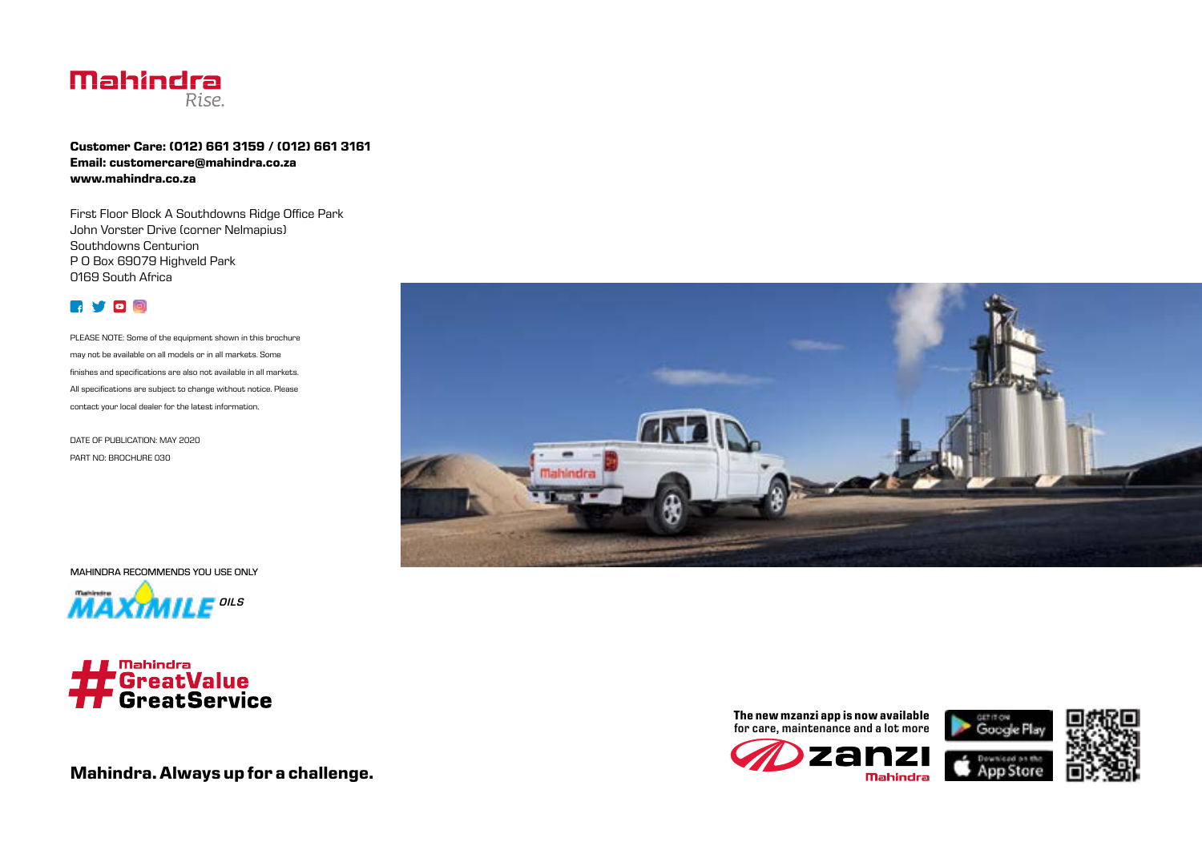Mahindra
Rise.

**Customer Care: (012) 661 3159 / (012) 661 3161**
**Email: customercare@mahindra.co.za**
**www.mahindra.co.za**

First Floor Block A Southdowns Ridge Office Park
John Vorster Drive (corner Nelmapius)
Southdowns Centurion
P O Box 69079 Highveld Park
0169 South Africa

PLEASE NOTE: Some of the equipment shown in this brochure may not be available on all models or in all markets. Some finishes and specifications are also not available in all markets. All specifications are subject to change without notice. Please contact your local dealer for the latest information.

DATE OF PUBLICATION: MAY 2020
PART NO: BROCHURE 030

MAHINDRA RECOMMENDS YOU USE ONLY

Mahindra MAXIMILE OILS

#Mahindra GreatValue GreatService

**Mahindra. Always up for a challenge.**

**The new mzanzi app is now available for care, maintenance and a lot more**

zanzi Mahindra

GET IT ON Google Play

Download on the App Store